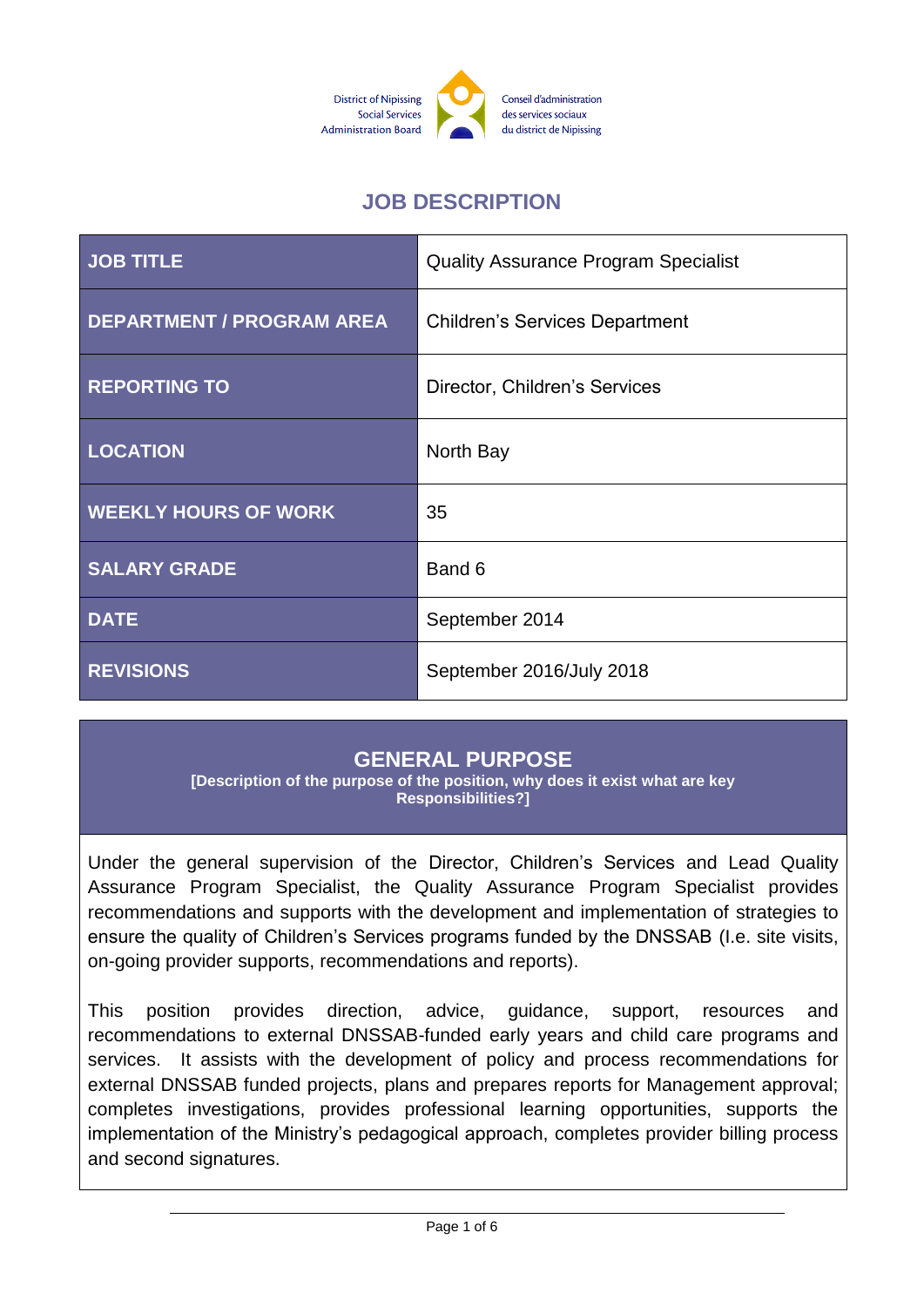District of Nipissing Social Services Administration Board

Conseil d'administration des services sociaux du district de Nipissing

# JOB DESCRIPTION

| JOB TITLE | Quality Assurance Program Specialist |
|---|---|
| DEPARTMENT / PROGRAM AREA | Children's Services Department |
| REPORTING TO | Director, Children's Services |
| LOCATION | North Bay |
| WEEKLY HOURS OF WORK | 35 |
| SALARY GRADE | Band 6 |
| DATE | September 2014 |
| REVISIONS | September 2016/July 2018 |

## GENERAL PURPOSE

**[Description of the purpose of the position, why does it exist what are key Responsibilities?]**

Under the general supervision of the Director, Children's Services and Lead Quality Assurance Program Specialist, the Quality Assurance Program Specialist provides recommendations and supports with the development and implementation of strategies to ensure the quality of Children's Services programs funded by the DNSSAB (I.e. site visits, on-going provider supports, recommendations and reports).

This position provides direction, advice, guidance, support, resources and recommendations to external DNSSAB-funded early years and child care programs and services. It assists with the development of policy and process recommendations for external DNSSAB funded projects, plans and prepares reports for Management approval; completes investigations, provides professional learning opportunities, supports the implementation of the Ministry's pedagogical approach, completes provider billing process and second signatures.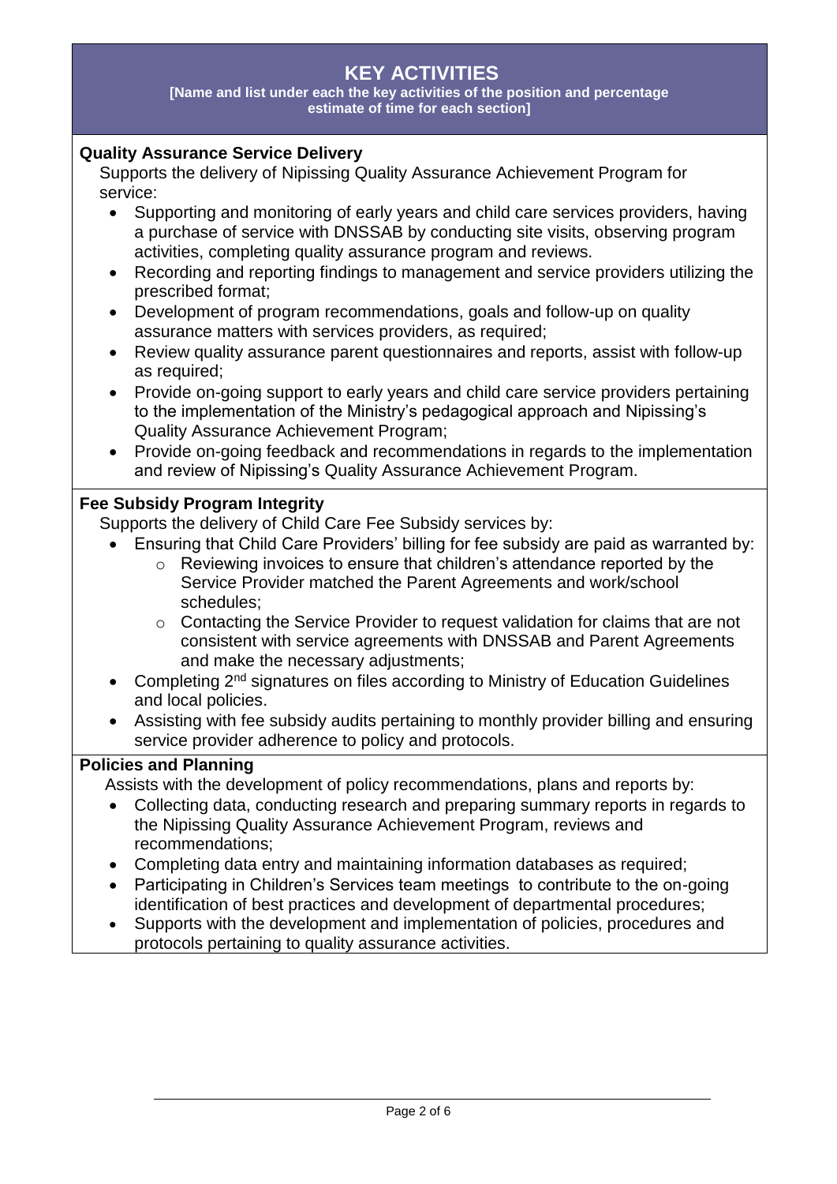## KEY ACTIVITIES

**[Name and list under each the key activities of the position and percentage estimate of time for each section]**

**Quality Assurance Service Delivery**

Supports the delivery of Nipissing Quality Assurance Achievement Program for service:

- Supporting and monitoring of early years and child care services providers, having a purchase of service with DNSSAB by conducting site visits, observing program activities, completing quality assurance program and reviews.
- Recording and reporting findings to management and service providers utilizing the prescribed format;
- Development of program recommendations, goals and follow-up on quality assurance matters with services providers, as required;
- Review quality assurance parent questionnaires and reports, assist with follow-up as required;
- Provide on-going support to early years and child care service providers pertaining to the implementation of the Ministry's pedagogical approach and Nipissing's Quality Assurance Achievement Program;
- Provide on-going feedback and recommendations in regards to the implementation and review of Nipissing's Quality Assurance Achievement Program.

**Fee Subsidy Program Integrity**

Supports the delivery of Child Care Fee Subsidy services by:

- Ensuring that Child Care Providers' billing for fee subsidy are paid as warranted by:
  - Reviewing invoices to ensure that children's attendance reported by the Service Provider matched the Parent Agreements and work/school schedules;
  - Contacting the Service Provider to request validation for claims that are not consistent with service agreements with DNSSAB and Parent Agreements and make the necessary adjustments;
- Completing 2nd signatures on files according to Ministry of Education Guidelines and local policies.
- Assisting with fee subsidy audits pertaining to monthly provider billing and ensuring service provider adherence to policy and protocols.

**Policies and Planning**

Assists with the development of policy recommendations, plans and reports by:

- Collecting data, conducting research and preparing summary reports in regards to the Nipissing Quality Assurance Achievement Program, reviews and recommendations;
- Completing data entry and maintaining information databases as required;
- Participating in Children's Services team meetings to contribute to the on-going identification of best practices and development of departmental procedures;
- Supports with the development and implementation of policies, procedures and protocols pertaining to quality assurance activities.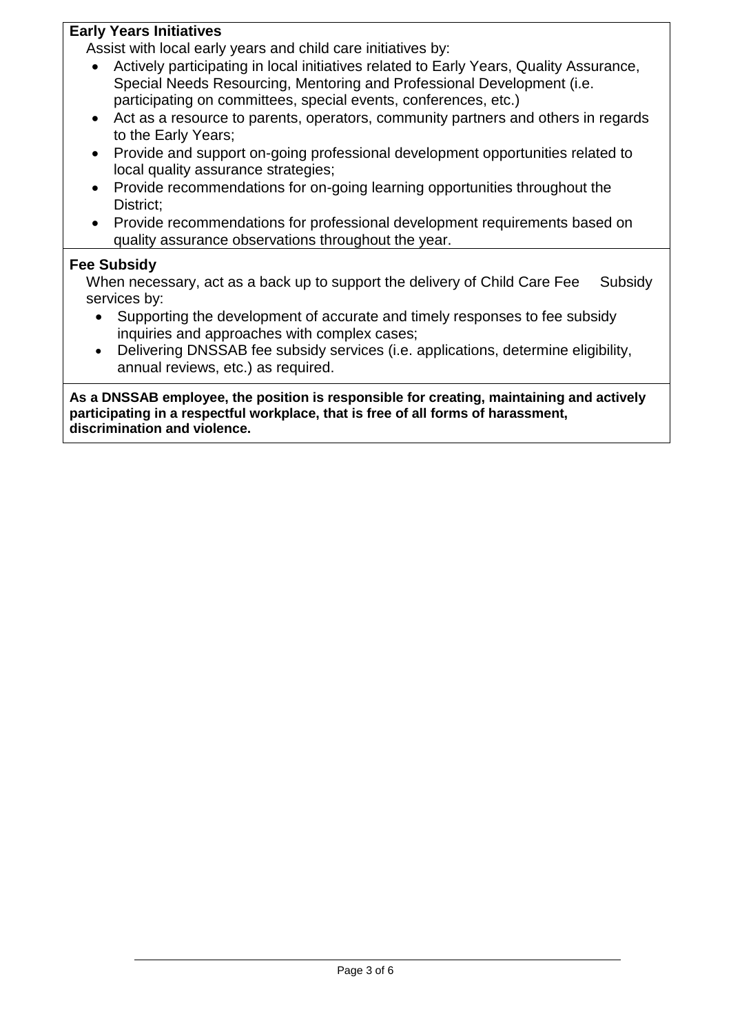**Early Years Initiatives**

Assist with local early years and child care initiatives by:

- Actively participating in local initiatives related to Early Years, Quality Assurance, Special Needs Resourcing, Mentoring and Professional Development (i.e. participating on committees, special events, conferences, etc.)
- Act as a resource to parents, operators, community partners and others in regards to the Early Years;
- Provide and support on-going professional development opportunities related to local quality assurance strategies;
- Provide recommendations for on-going learning opportunities throughout the District;
- Provide recommendations for professional development requirements based on quality assurance observations throughout the year.

**Fee Subsidy**

When necessary, act as a back up to support the delivery of Child Care Fee Subsidy services by:

- Supporting the development of accurate and timely responses to fee subsidy inquiries and approaches with complex cases;
- Delivering DNSSAB fee subsidy services (i.e. applications, determine eligibility, annual reviews, etc.) as required.

**As a DNSSAB employee, the position is responsible for creating, maintaining and actively participating in a respectful workplace, that is free of all forms of harassment, discrimination and violence.**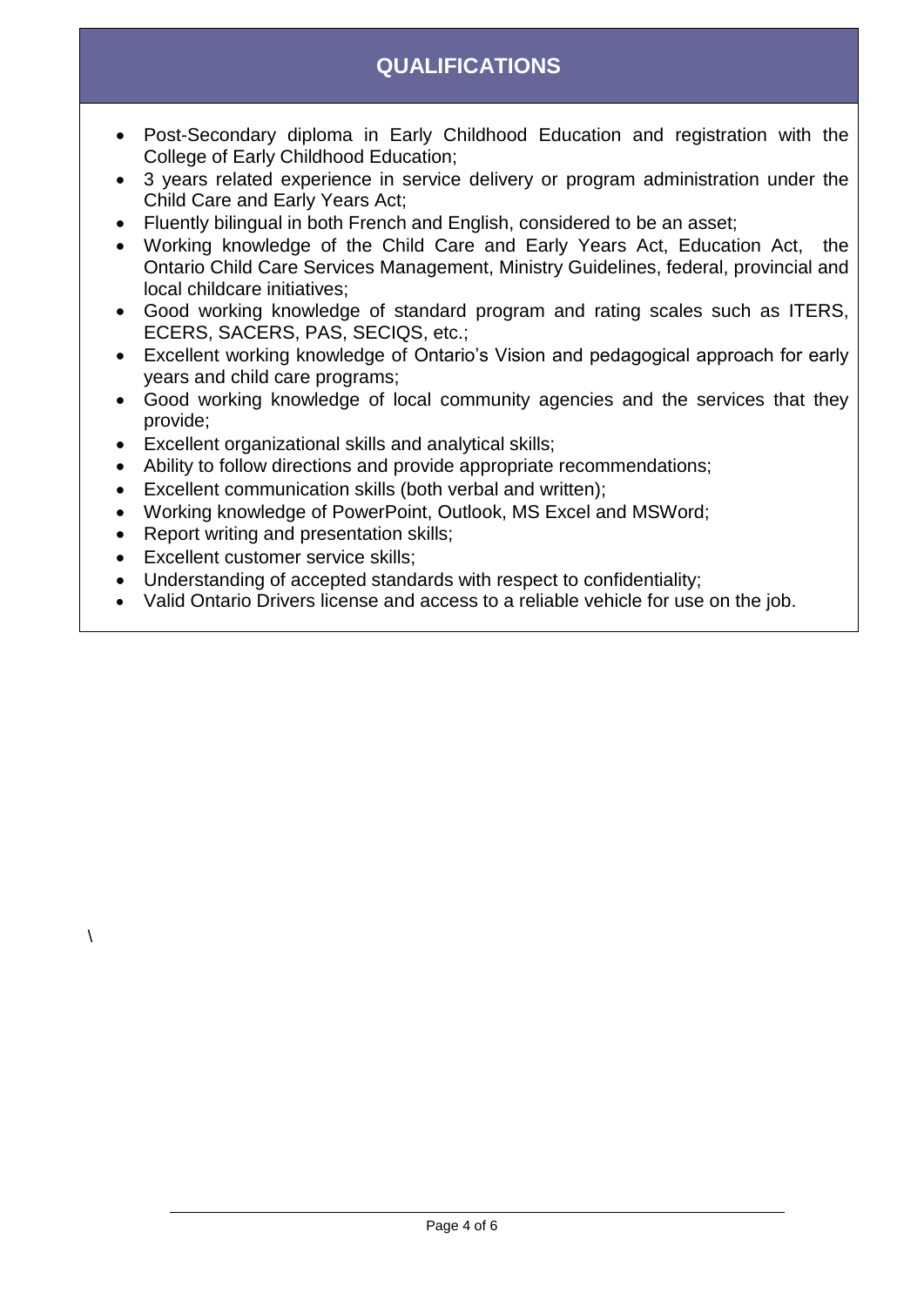## QUALIFICATIONS

- Post-Secondary diploma in Early Childhood Education and registration with the College of Early Childhood Education;
- 3 years related experience in service delivery or program administration under the Child Care and Early Years Act;
- Fluently bilingual in both French and English, considered to be an asset;
- Working knowledge of the Child Care and Early Years Act, Education Act, the Ontario Child Care Services Management, Ministry Guidelines, federal, provincial and local childcare initiatives;
- Good working knowledge of standard program and rating scales such as ITERS, ECERS, SACERS, PAS, SECIQS, etc.;
- Excellent working knowledge of Ontario's Vision and pedagogical approach for early years and child care programs;
- Good working knowledge of local community agencies and the services that they provide;
- Excellent organizational skills and analytical skills;
- Ability to follow directions and provide appropriate recommendations;
- Excellent communication skills (both verbal and written);
- Working knowledge of PowerPoint, Outlook, MS Excel and MSWord;
- Report writing and presentation skills;
- Excellent customer service skills;
- Understanding of accepted standards with respect to confidentiality;
- Valid Ontario Drivers license and access to a reliable vehicle for use on the job.

\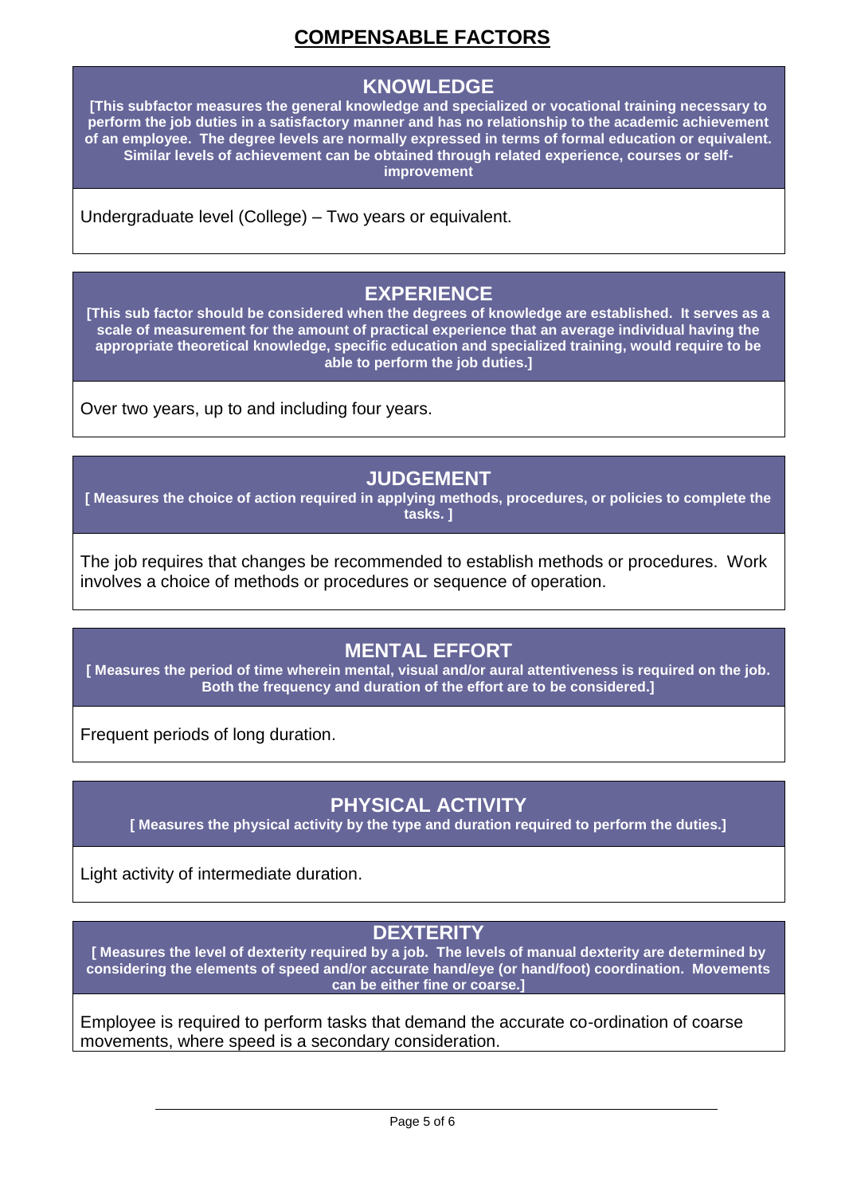# COMPENSABLE FACTORS

## KNOWLEDGE

**[This subfactor measures the general knowledge and specialized or vocational training necessary to perform the job duties in a satisfactory manner and has no relationship to the academic achievement of an employee. The degree levels are normally expressed in terms of formal education or equivalent. Similar levels of achievement can be obtained through related experience, courses or self-improvement**

Undergraduate level (College) – Two years or equivalent.

## EXPERIENCE

**[This sub factor should be considered when the degrees of knowledge are established. It serves as a scale of measurement for the amount of practical experience that an average individual having the appropriate theoretical knowledge, specific education and specialized training, would require to be able to perform the job duties.]**

Over two years, up to and including four years.

## JUDGEMENT

**[ Measures the choice of action required in applying methods, procedures, or policies to complete the tasks. ]**

The job requires that changes be recommended to establish methods or procedures. Work involves a choice of methods or procedures or sequence of operation.

## MENTAL EFFORT

**[ Measures the period of time wherein mental, visual and/or aural attentiveness is required on the job. Both the frequency and duration of the effort are to be considered.]**

Frequent periods of long duration.

## PHYSICAL ACTIVITY

**[ Measures the physical activity by the type and duration required to perform the duties.]**

Light activity of intermediate duration.

## DEXTERITY

**[ Measures the level of dexterity required by a job. The levels of manual dexterity are determined by considering the elements of speed and/or accurate hand/eye (or hand/foot) coordination. Movements can be either fine or coarse.]**

Employee is required to perform tasks that demand the accurate co-ordination of coarse movements, where speed is a secondary consideration.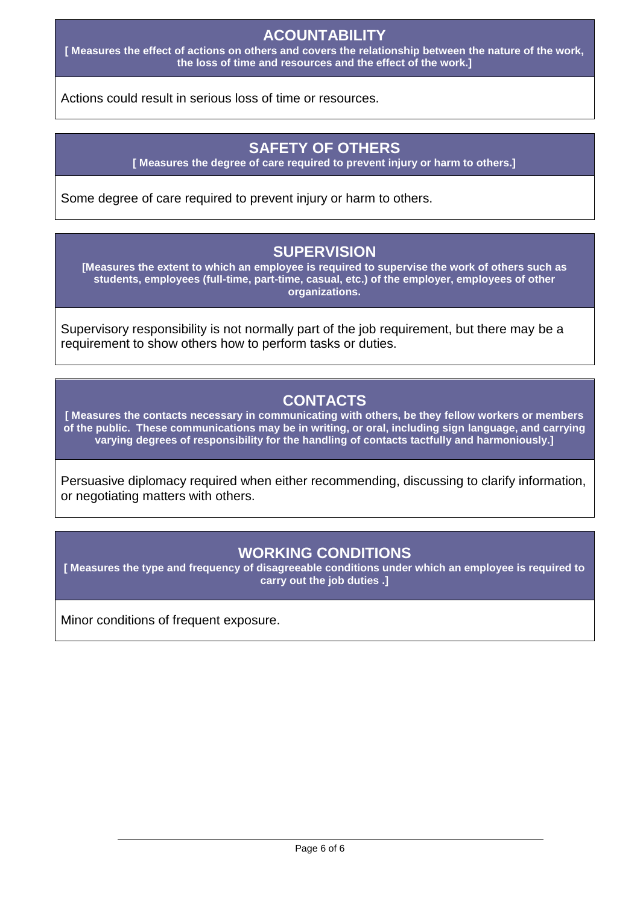## ACOUNTABILITY

**[ Measures the effect of actions on others and covers the relationship between the nature of the work, the loss of time and resources and the effect of the work.]**

Actions could result in serious loss of time or resources.

## SAFETY OF OTHERS

**[ Measures the degree of care required to prevent injury or harm to others.]**

Some degree of care required to prevent injury or harm to others.

## SUPERVISION

**[Measures the extent to which an employee is required to supervise the work of others such as students, employees (full-time, part-time, casual, etc.) of the employer, employees of other organizations.**

Supervisory responsibility is not normally part of the job requirement, but there may be a requirement to show others how to perform tasks or duties.

## CONTACTS

**[ Measures the contacts necessary in communicating with others, be they fellow workers or members of the public. These communications may be in writing, or oral, including sign language, and carrying varying degrees of responsibility for the handling of contacts tactfully and harmoniously.]**

Persuasive diplomacy required when either recommending, discussing to clarify information, or negotiating matters with others.

## WORKING CONDITIONS

**[ Measures the type and frequency of disagreeable conditions under which an employee is required to carry out the job duties .]**

Minor conditions of frequent exposure.